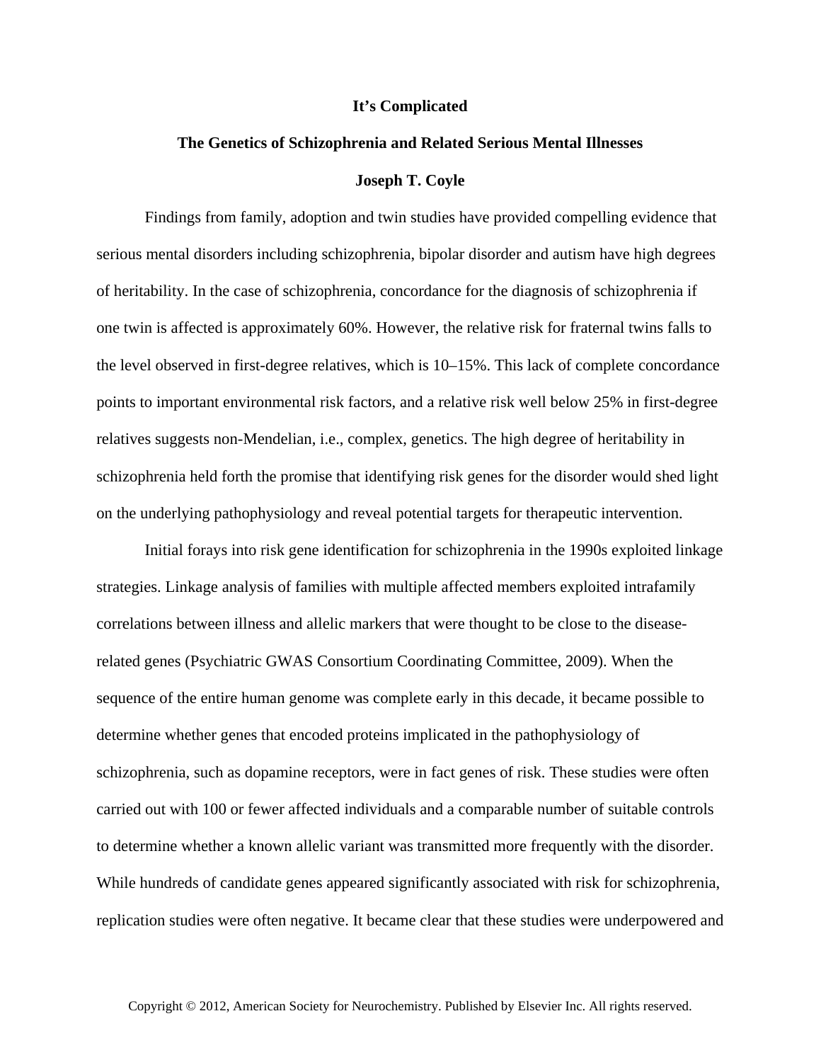# It's Complicated

## The Genetics of Schizophrenia and Related Serious Mental Illnesses

**Joseph T. Coyle**

Findings from family, adoption and twin studies have provided compelling evidence that serious mental disorders including schizophrenia, bipolar disorder and autism have high degrees of heritability. In the case of schizophrenia, concordance for the diagnosis of schizophrenia if one twin is affected is approximately 60%. However, the relative risk for fraternal twins falls to the level observed in first-degree relatives, which is 10–15%. This lack of complete concordance points to important environmental risk factors, and a relative risk well below 25% in first-degree relatives suggests non-Mendelian, i.e., complex, genetics. The high degree of heritability in schizophrenia held forth the promise that identifying risk genes for the disorder would shed light on the underlying pathophysiology and reveal potential targets for therapeutic intervention.

Initial forays into risk gene identification for schizophrenia in the 1990s exploited linkage strategies. Linkage analysis of families with multiple affected members exploited intrafamily correlations between illness and allelic markers that were thought to be close to the disease-related genes (Psychiatric GWAS Consortium Coordinating Committee, 2009). When the sequence of the entire human genome was complete early in this decade, it became possible to determine whether genes that encoded proteins implicated in the pathophysiology of schizophrenia, such as dopamine receptors, were in fact genes of risk. These studies were often carried out with 100 or fewer affected individuals and a comparable number of suitable controls to determine whether a known allelic variant was transmitted more frequently with the disorder. While hundreds of candidate genes appeared significantly associated with risk for schizophrenia, replication studies were often negative. It became clear that these studies were underpowered and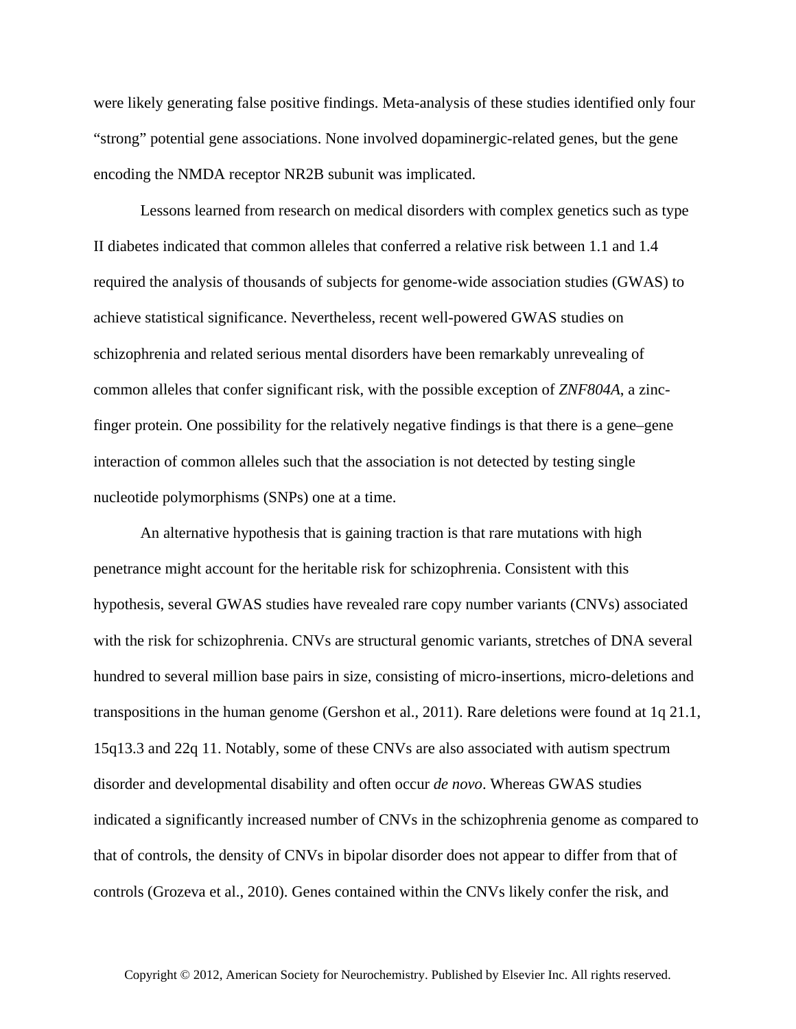were likely generating false positive findings. Meta-analysis of these studies identified only four "strong" potential gene associations. None involved dopaminergic-related genes, but the gene encoding the NMDA receptor NR2B subunit was implicated.

Lessons learned from research on medical disorders with complex genetics such as type II diabetes indicated that common alleles that conferred a relative risk between 1.1 and 1.4 required the analysis of thousands of subjects for genome-wide association studies (GWAS) to achieve statistical significance. Nevertheless, recent well-powered GWAS studies on schizophrenia and related serious mental disorders have been remarkably unrevealing of common alleles that confer significant risk, with the possible exception of *ZNF804A*, a zinc-finger protein. One possibility for the relatively negative findings is that there is a gene–gene interaction of common alleles such that the association is not detected by testing single nucleotide polymorphisms (SNPs) one at a time.

An alternative hypothesis that is gaining traction is that rare mutations with high penetrance might account for the heritable risk for schizophrenia. Consistent with this hypothesis, several GWAS studies have revealed rare copy number variants (CNVs) associated with the risk for schizophrenia. CNVs are structural genomic variants, stretches of DNA several hundred to several million base pairs in size, consisting of micro-insertions, micro-deletions and transpositions in the human genome (Gershon et al., 2011). Rare deletions were found at 1q 21.1, 15q13.3 and 22q 11. Notably, some of these CNVs are also associated with autism spectrum disorder and developmental disability and often occur *de novo*. Whereas GWAS studies indicated a significantly increased number of CNVs in the schizophrenia genome as compared to that of controls, the density of CNVs in bipolar disorder does not appear to differ from that of controls (Grozeva et al., 2010). Genes contained within the CNVs likely confer the risk, and

Copyright © 2012, American Society for Neurochemistry. Published by Elsevier Inc. All rights reserved.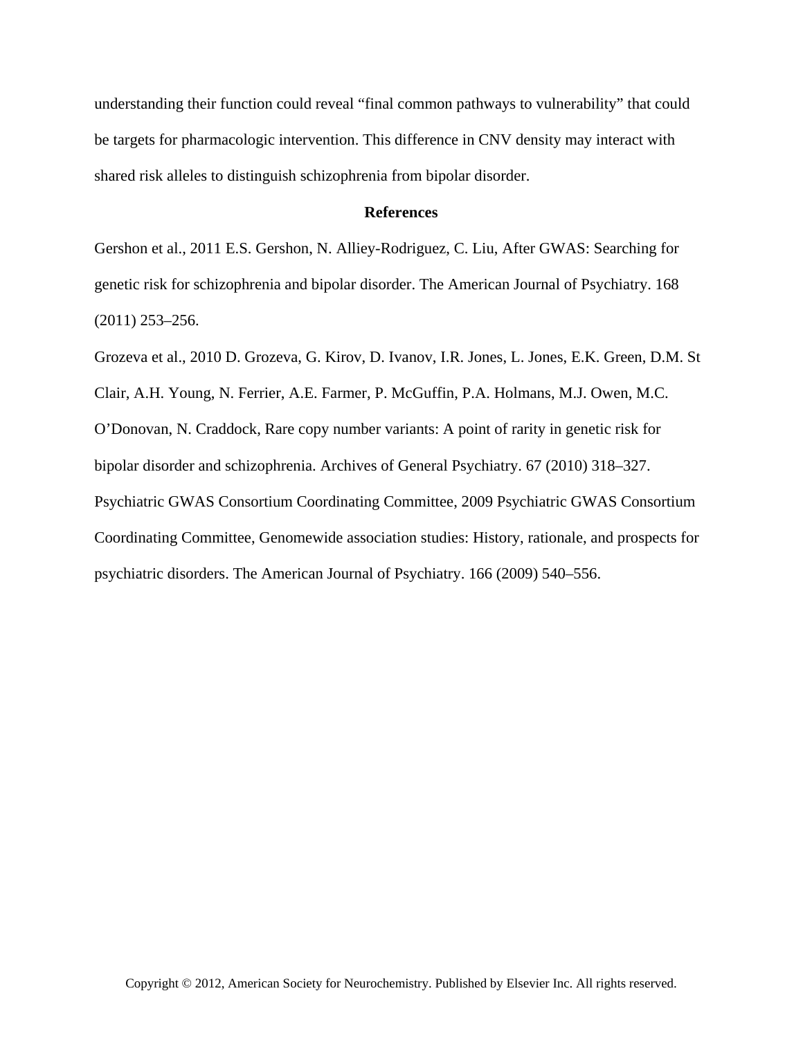understanding their function could reveal "final common pathways to vulnerability" that could be targets for pharmacologic intervention. This difference in CNV density may interact with shared risk alleles to distinguish schizophrenia from bipolar disorder.

## References

Gershon et al., 2011 E.S. Gershon, N. Alliey-Rodriguez, C. Liu, After GWAS: Searching for genetic risk for schizophrenia and bipolar disorder. The American Journal of Psychiatry. 168 (2011) 253–256.

Grozeva et al., 2010 D. Grozeva, G. Kirov, D. Ivanov, I.R. Jones, L. Jones, E.K. Green, D.M. St Clair, A.H. Young, N. Ferrier, A.E. Farmer, P. McGuffin, P.A. Holmans, M.J. Owen, M.C. O'Donovan, N. Craddock, Rare copy number variants: A point of rarity in genetic risk for bipolar disorder and schizophrenia. Archives of General Psychiatry. 67 (2010) 318–327.

Psychiatric GWAS Consortium Coordinating Committee, 2009 Psychiatric GWAS Consortium Coordinating Committee, Genomewide association studies: History, rationale, and prospects for psychiatric disorders. The American Journal of Psychiatry. 166 (2009) 540–556.

Copyright © 2012, American Society for Neurochemistry. Published by Elsevier Inc. All rights reserved.